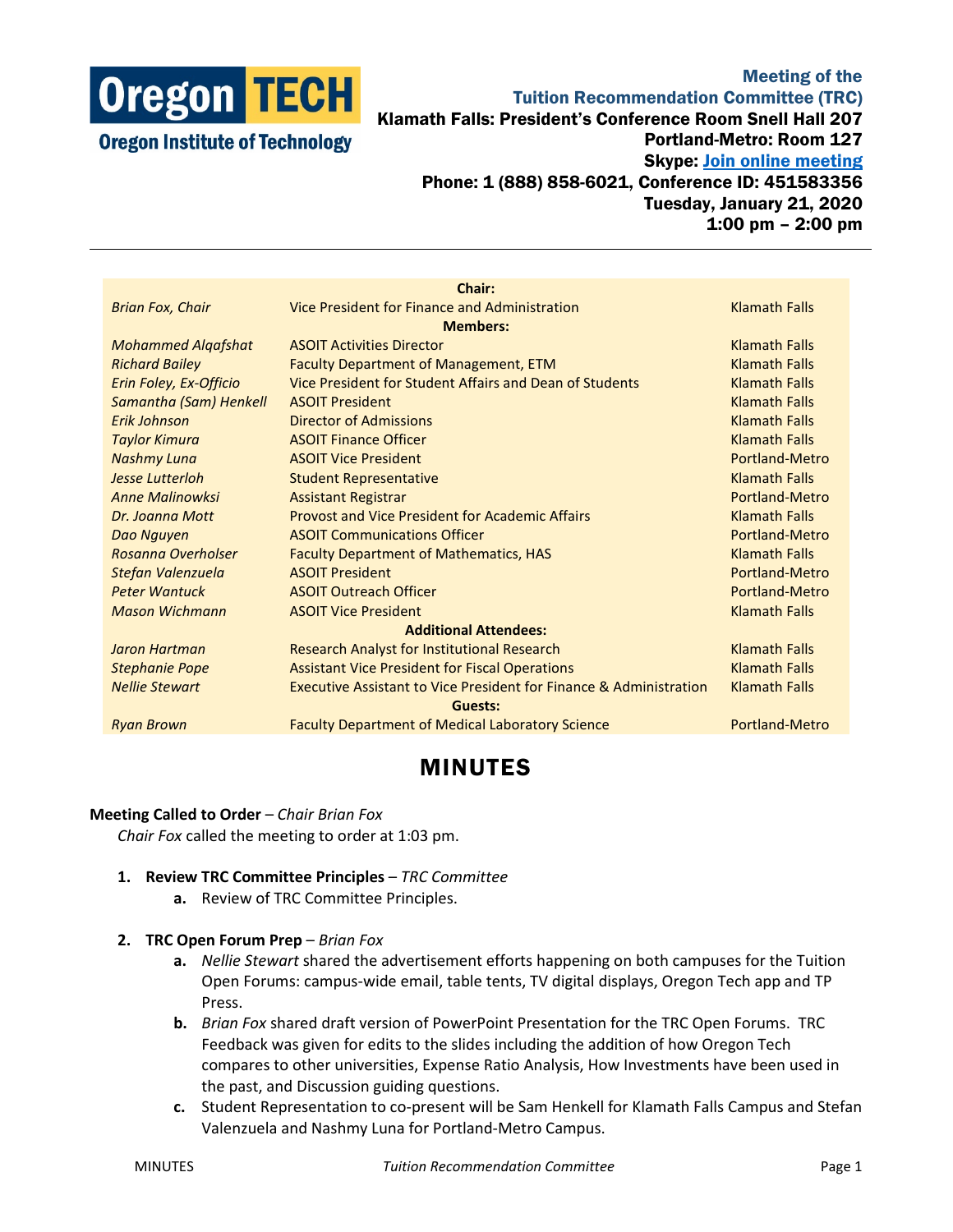**Oregon TECH**
**Oregon Institute of Technology**

**Meeting of the**
**Tuition Recommendation Committee (TRC)**
**Klamath Falls: President's Conference Room Snell Hall 207**
**Portland-Metro: Room 127**
**Skype: [Join online meeting]**
**Phone: 1 (888) 858-6021, Conference ID: 451583356**
**Tuesday, January 21, 2020**
**1:00 pm – 2:00 pm**

---

| | **Chair:** | |
|---|---|---|
| *Brian Fox, Chair* | Vice President for Finance and Administration | Klamath Falls |
| | **Members:** | |
| *Mohammed Alqafshat* | ASOIT Activities Director | Klamath Falls |
| *Richard Bailey* | Faculty Department of Management, ETM | Klamath Falls |
| *Erin Foley, Ex-Officio* | Vice President for Student Affairs and Dean of Students | Klamath Falls |
| *Samantha (Sam) Henkell* | ASOIT President | Klamath Falls |
| *Erik Johnson* | Director of Admissions | Klamath Falls |
| *Taylor Kimura* | ASOIT Finance Officer | Klamath Falls |
| *Nashmy Luna* | ASOIT Vice President | Portland-Metro |
| *Jesse Lutterloh* | Student Representative | Klamath Falls |
| *Anne Malinowksi* | Assistant Registrar | Portland-Metro |
| *Dr. Joanna Mott* | Provost and Vice President for Academic Affairs | Klamath Falls |
| *Dao Nguyen* | ASOIT Communications Officer | Portland-Metro |
| *Rosanna Overholser* | Faculty Department of Mathematics, HAS | Klamath Falls |
| *Stefan Valenzuela* | ASOIT President | Portland-Metro |
| *Peter Wantuck* | ASOIT Outreach Officer | Portland-Metro |
| *Mason Wichmann* | ASOIT Vice President | Klamath Falls |
| | **Additional Attendees:** | |
| *Jaron Hartman* | Research Analyst for Institutional Research | Klamath Falls |
| *Stephanie Pope* | Assistant Vice President for Fiscal Operations | Klamath Falls |
| *Nellie Stewart* | Executive Assistant to Vice President for Finance & Administration | Klamath Falls |
| | **Guests:** | |
| *Ryan Brown* | Faculty Department of Medical Laboratory Science | Portland-Metro |

# MINUTES

**Meeting Called to Order** – *Chair Brian Fox*

*Chair Fox* called the meeting to order at 1:03 pm.

1. **Review TRC Committee Principles** – *TRC Committee*
   a. Review of TRC Committee Principles.

2. **TRC Open Forum Prep** – *Brian Fox*
   a. *Nellie Stewart* shared the advertisement efforts happening on both campuses for the Tuition Open Forums: campus-wide email, table tents, TV digital displays, Oregon Tech app and TP Press.
   b. *Brian Fox* shared draft version of PowerPoint Presentation for the TRC Open Forums. TRC Feedback was given for edits to the slides including the addition of how Oregon Tech compares to other universities, Expense Ratio Analysis, How Investments have been used in the past, and Discussion guiding questions.
   c. Student Representation to co-present will be Sam Henkell for Klamath Falls Campus and Stefan Valenzuela and Nashmy Luna for Portland-Metro Campus.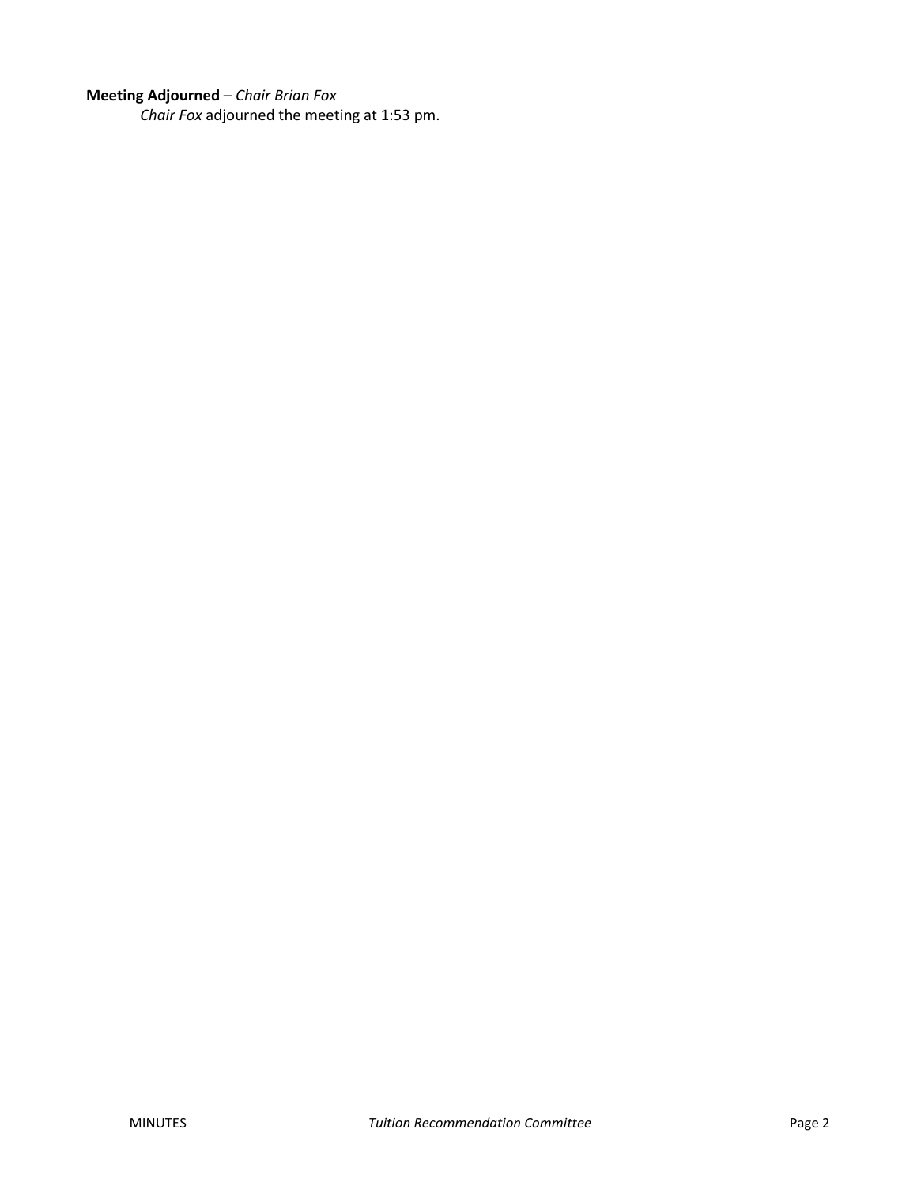**Meeting Adjourned** – *Chair Brian Fox*

*Chair Fox* adjourned the meeting at 1:53 pm.